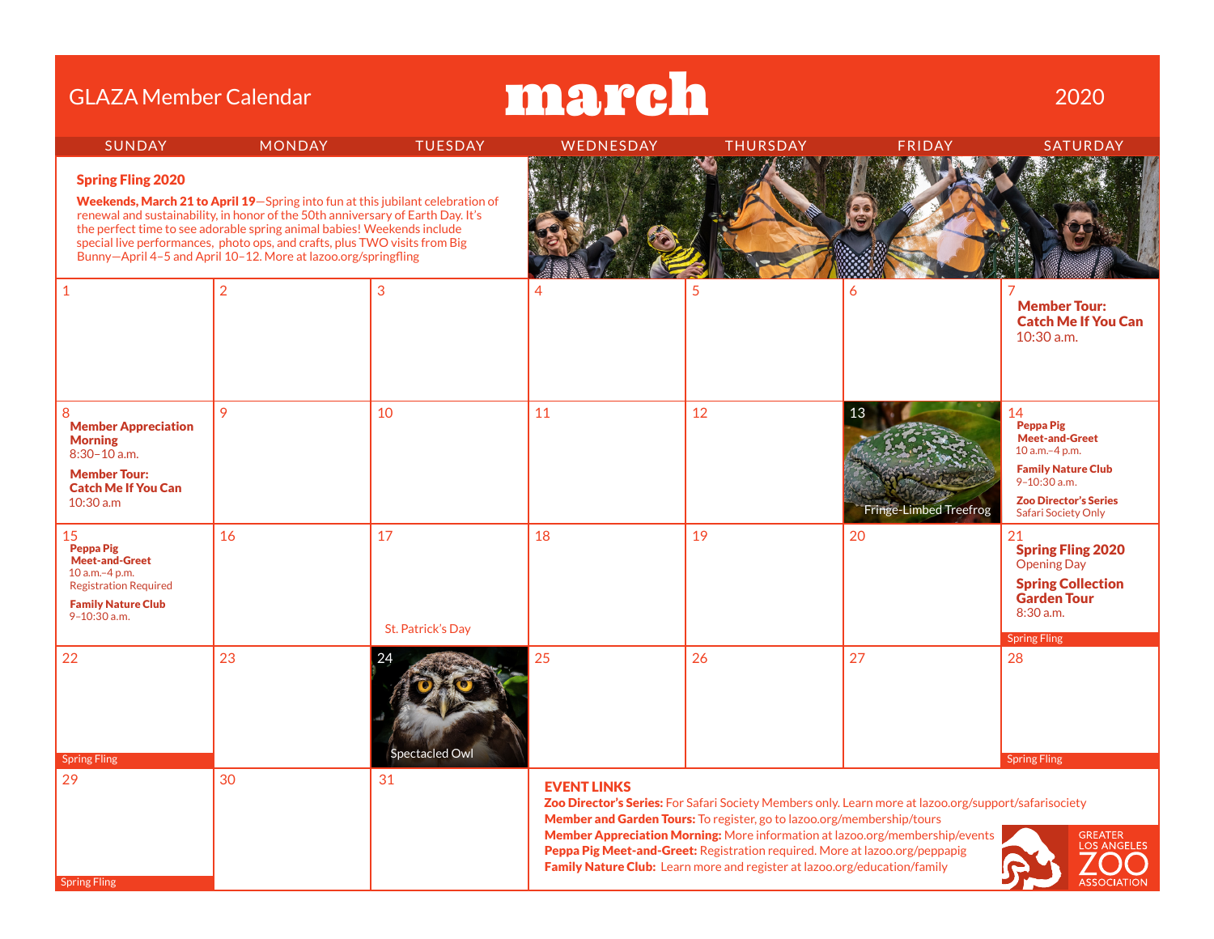# GLAZA Member Calendar — march 2020

## Spring Fling 2020

**Weekends, March 21 to April 19**—Spring into fun at this jubilant celebration of renewal and sustainability, in honor of the 50th anniversary of Earth Day. It's the perfect time to see adorable spring animal babies! Weekends include special live performances, photo ops, and crafts, plus TWO visits from Big Bunny—April 4–5 and April 10–12. More at lazoo.org/springfling

| SUNDAY | MONDAY | TUESDAY | WEDNESDAY | THURSDAY | FRIDAY | SATURDAY |
|---|---|---|---|---|---|---|
| 1 | 2 | 3 | 4 | 5 | 6 | 7 **Member Tour: Catch Me If You Can** 10:30 a.m. |
| 8 **Member Appreciation Morning** 8:30–10 a.m. **Member Tour: Catch Me If You Can** 10:30 a.m | 9 | 10 | 11 | 12 | 13 Fringe-Limbed Treefrog | 14 **Peppa Pig Meet-and-Greet** 10 a.m.–4 p.m. **Family Nature Club** 9–10:30 a.m. **Zoo Director's Series** Safari Society Only |
| 15 **Peppa Pig Meet-and-Greet** 10 a.m.–4 p.m. Registration Required **Family Nature Club** 9–10:30 a.m. | 16 | 17 St. Patrick's Day | 18 | 19 | 20 | 21 **Spring Fling 2020** Opening Day **Spring Collection Garden Tour** 8:30 a.m. Spring Fling |
| 22 Spring Fling | 23 | 24 Spectacled Owl | 25 | 26 | 27 | 28 Spring Fling |
| 29 Spring Fling | 30 | 31 | | | | |

## EVENT LINKS

**Zoo Director's Series:** For Safari Society Members only. Learn more at lazoo.org/support/safarisociety

**Member and Garden Tours:** To register, go to lazoo.org/membership/tours

**Member Appreciation Morning:** More information at lazoo.org/membership/events

**Peppa Pig Meet-and-Greet:** Registration required. More at lazoo.org/peppapig

**Family Nature Club:** Learn more and register at lazoo.org/education/family

GREATER LOS ANGELES ZOO ASSOCIATION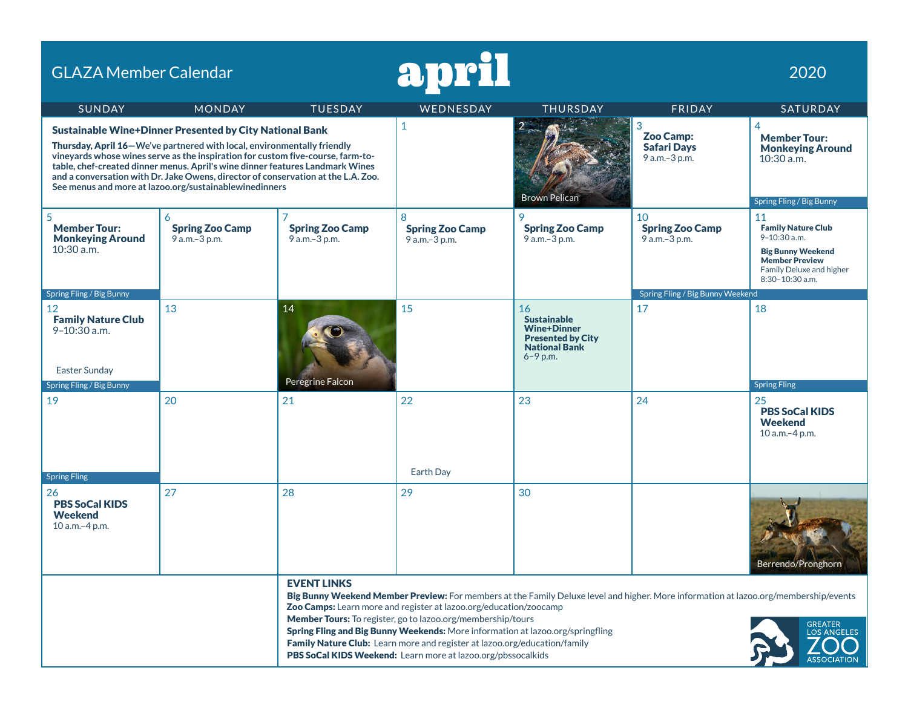# GLAZA Member Calendar — april 2020

**Sustainable Wine+Dinner Presented by City National Bank**

**Thursday, April 16—We've partnered with local, environmentally friendly vineyards whose wines serve as the inspiration for custom five-course, farm-to-table, chef-created dinner menus. April's wine dinner features Landmark Wines and a conversation with Dr. Jake Owens, director of conservation at the L.A. Zoo. See menus and more at lazoo.org/sustainablewinedinners**

| SUNDAY | MONDAY | TUESDAY | WEDNESDAY | THURSDAY | FRIDAY | SATURDAY |
|---|---|---|---|---|---|---|
| | | | 1 | 2 Brown Pelican | 3 **Zoo Camp: Safari Days** 9 a.m.–3 p.m. | 4 **Member Tour: Monkeying Around** 10:30 a.m. Spring Fling / Big Bunny |
| 5 **Member Tour: Monkeying Around** 10:30 a.m. Spring Fling / Big Bunny | 6 **Spring Zoo Camp** 9 a.m.–3 p.m. | 7 **Spring Zoo Camp** 9 a.m.–3 p.m. | 8 **Spring Zoo Camp** 9 a.m.–3 p.m. | 9 **Spring Zoo Camp** 9 a.m.–3 p.m. | 10 **Spring Zoo Camp** 9 a.m.–3 p.m. Spring Fling / Big Bunny Weekend | 11 **Family Nature Club** 9–10:30 a.m. **Big Bunny Weekend Member Preview** Family Deluxe and higher 8:30–10:30 a.m. |
| 12 **Family Nature Club** 9–10:30 a.m. Easter Sunday Spring Fling / Big Bunny | 13 | 14 Peregrine Falcon | 15 | 16 **Sustainable Wine+Dinner Presented by City National Bank** 6–9 p.m. | 17 | 18 Spring Fling |
| 19 Spring Fling | 20 | 21 | 22 Earth Day | 23 | 24 | 25 **PBS SoCal KIDS Weekend** 10 a.m.–4 p.m. |
| 26 **PBS SoCal KIDS Weekend** 10 a.m.–4 p.m. | 27 | 28 | 29 | 30 | | Berrendo/Pronghorn |

## EVENT LINKS

**Big Bunny Weekend Member Preview:** For members at the Family Deluxe level and higher. More information at lazoo.org/membership/events
**Zoo Camps:** Learn more and register at lazoo.org/education/zoocamp
**Member Tours:** To register, go to lazoo.org/membership/tours
**Spring Fling and Big Bunny Weekends:** More information at lazoo.org/springfling
**Family Nature Club:** Learn more and register at lazoo.org/education/family
**PBS SoCal KIDS Weekend:** Learn more at lazoo.org/pbssocalkids

GREATER LOS ANGELES ZOO ASSOCIATION